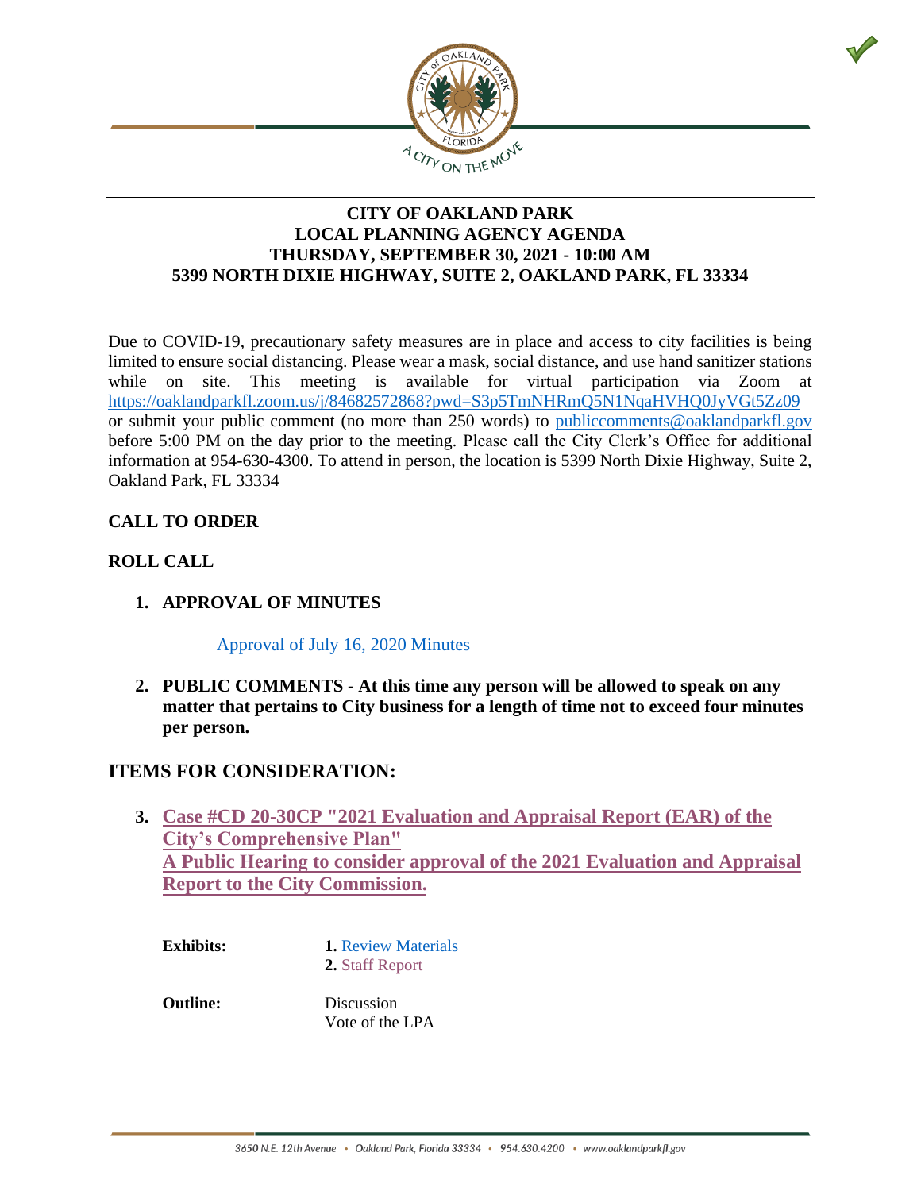# CITY OF OAKLAND PARK
## LOCAL PLANNING AGENCY AGENDA
## THURSDAY, SEPTEMBER 30, 2021 - 10:00 AM
## 5399 NORTH DIXIE HIGHWAY, SUITE 2, OAKLAND PARK, FL 33334

Due to COVID-19, precautionary safety measures are in place and access to city facilities is being limited to ensure social distancing. Please wear a mask, social distance, and use hand sanitizer stations while on site. This meeting is available for virtual participation via Zoom at https://oaklandparkfl.zoom.us/j/84682572868?pwd=S3p5TmNHRmQ5N1NqaHVHQ0JyVGt5Zz09 or submit your public comment (no more than 250 words) to publiccomments@oaklandparkfl.gov before 5:00 PM on the day prior to the meeting. Please call the City Clerk's Office for additional information at 954-630-4300. To attend in person, the location is 5399 North Dixie Highway, Suite 2, Oakland Park, FL 33334

**CALL TO ORDER**

**ROLL CALL**

1. **APPROVAL OF MINUTES**

   Approval of July 16, 2020 Minutes

2. **PUBLIC COMMENTS - At this time any person will be allowed to speak on any matter that pertains to City business for a length of time not to exceed four minutes per person.**

## ITEMS FOR CONSIDERATION:

3. **Case #CD 20-30CP "2021 Evaluation and Appraisal Report (EAR) of the City's Comprehensive Plan"**
   **A Public Hearing to consider approval of the 2021 Evaluation and Appraisal Report to the City Commission.**

   **Exhibits:**
   1. Review Materials
   2. Staff Report

   **Outline:**
   Discussion
   Vote of the LPA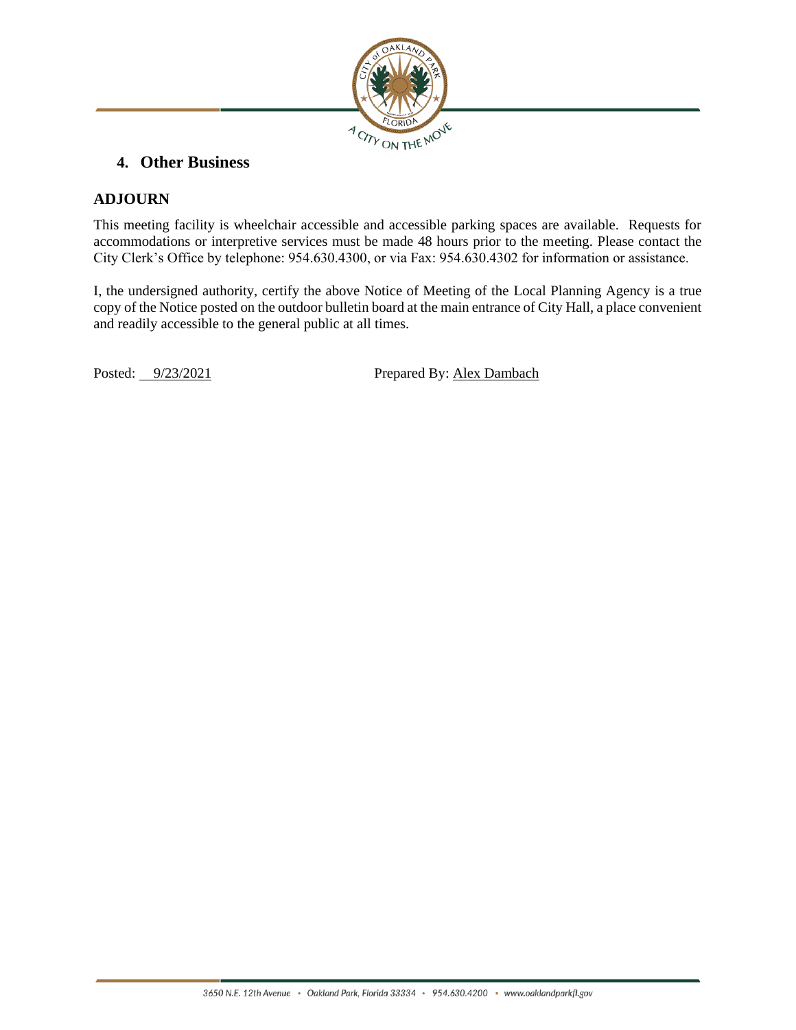## 4. Other Business

## ADJOURN

This meeting facility is wheelchair accessible and accessible parking spaces are available. Requests for accommodations or interpretive services must be made 48 hours prior to the meeting. Please contact the City Clerk's Office by telephone: 954.630.4300, or via Fax: 954.630.4302 for information or assistance.

I, the undersigned authority, certify the above Notice of Meeting of the Local Planning Agency is a true copy of the Notice posted on the outdoor bulletin board at the main entrance of City Hall, a place convenient and readily accessible to the general public at all times.

Posted: 9/23/2021 Prepared By: Alex Dambach